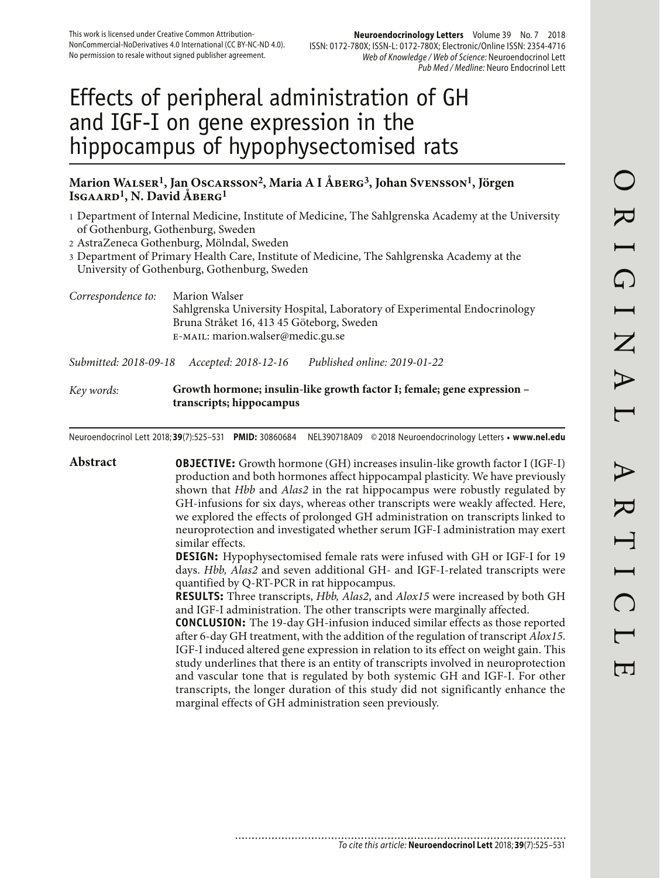This work is licensed under Creative Common Attribution-NonCommercial-NoDerivatives 4.0 International (CC BY-NC-ND 4.0). No permission to resale without signed publisher agreement.

# Effects of peripheral administration of GH and IGF-I on gene expression in the hippocampus of hypophysectomised rats

**Marion Walser[1], Jan Oscarsson[2], Maria A I Åberg[3], Johan Svensson[1], Jörgen Isgaard[1], N. David Åberg[1]**

1 Department of Internal Medicine, Institute of Medicine, The Sahlgrenska Academy at the University of Gothenburg, Gothenburg, Sweden
2 AstraZeneca Gothenburg, Mölndal, Sweden
3 Department of Primary Health Care, Institute of Medicine, The Sahlgrenska Academy at the University of Gothenburg, Gothenburg, Sweden

*Correspondence to:* Marion Walser
Sahlgrenska University Hospital, Laboratory of Experimental Endocrinology
Bruna Stråket 16, 413 45 Göteborg, Sweden
E-MAIL: marion.walser@medic.gu.se

*Submitted: 2018-09-18* *Accepted: 2018-12-16* *Published online: 2019-01-22*

*Key words:* **Growth hormone; insulin-like growth factor I; female; gene expression – transcripts; hippocampus**

Neuroendocrinol Lett 2018; **39**(7):525–531 **PMID:** 30860684 NEL390718A09 © 2018 Neuroendocrinology Letters • **www.nel.edu**

## Abstract

**OBJECTIVE:** Growth hormone (GH) increases insulin-like growth factor I (IGF-I) production and both hormones affect hippocampal plasticity. We have previously shown that *Hbb* and *Alas2* in the rat hippocampus were robustly regulated by GH-infusions for six days, whereas other transcripts were weakly affected. Here, we explored the effects of prolonged GH administration on transcripts linked to neuroprotection and investigated whether serum IGF-I administration may exert similar effects.

**DESIGN:** Hypophysectomised female rats were infused with GH or IGF-I for 19 days. *Hbb, Alas2* and seven additional GH- and IGF-I-related transcripts were quantified by Q-RT-PCR in rat hippocampus.

**RESULTS:** Three transcripts, *Hbb, Alas2*, and *Alox15* were increased by both GH and IGF-I administration. The other transcripts were marginally affected.

**CONCLUSION:** The 19-day GH-infusion induced similar effects as those reported after 6-day GH treatment, with the addition of the regulation of transcript *Alox15*. IGF-I induced altered gene expression in relation to its effect on weight gain. This study underlines that there is an entity of transcripts involved in neuroprotection and vascular tone that is regulated by both systemic GH and IGF-I. For other transcripts, the longer duration of this study did not significantly enhance the marginal effects of GH administration seen previously.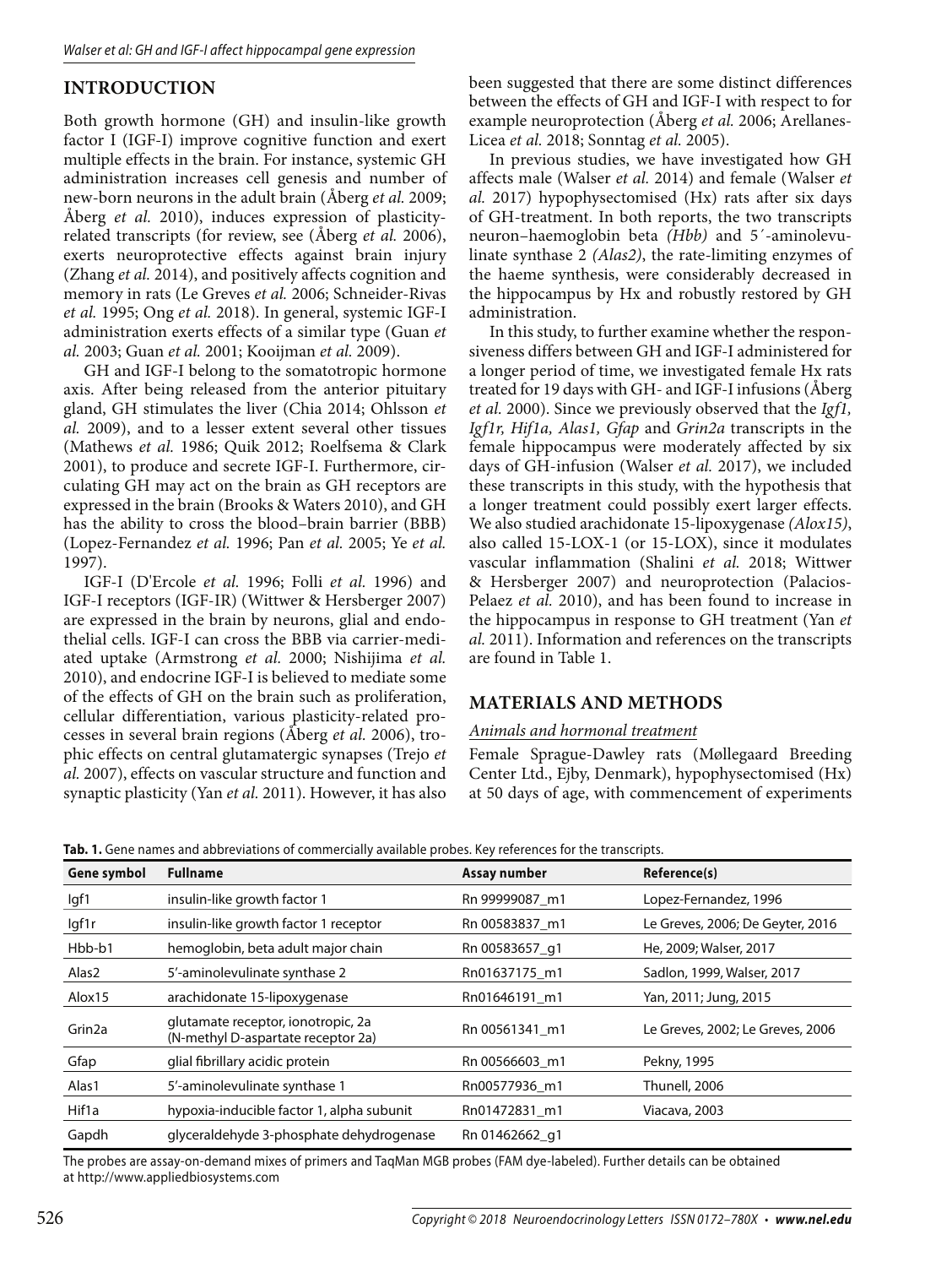## INTRODUCTION

Both growth hormone (GH) and insulin-like growth factor I (IGF-I) improve cognitive function and exert multiple effects in the brain. For instance, systemic GH administration increases cell genesis and number of new-born neurons in the adult brain (Åberg *et al.* 2009; Åberg *et al.* 2010), induces expression of plasticity-related transcripts (for review, see (Åberg *et al.* 2006), exerts neuroprotective effects against brain injury (Zhang *et al.* 2014), and positively affects cognition and memory in rats (Le Greves *et al.* 2006; Schneider-Rivas *et al.* 1995; Ong *et al.* 2018). In general, systemic IGF-I administration exerts effects of a similar type (Guan *et al.* 2003; Guan *et al.* 2001; Kooijman *et al.* 2009).

GH and IGF-I belong to the somatotropic hormone axis. After being released from the anterior pituitary gland, GH stimulates the liver (Chia 2014; Ohlsson *et al.* 2009), and to a lesser extent several other tissues (Mathews *et al.* 1986; Quik 2012; Roelfsema & Clark 2001), to produce and secrete IGF-I. Furthermore, circulating GH may act on the brain as GH receptors are expressed in the brain (Brooks & Waters 2010), and GH has the ability to cross the blood–brain barrier (BBB) (Lopez-Fernandez *et al.* 1996; Pan *et al.* 2005; Ye *et al.* 1997).

IGF-I (D'Ercole *et al.* 1996; Folli *et al.* 1996) and IGF-I receptors (IGF-IR) (Wittwer & Hersberger 2007) are expressed in the brain by neurons, glial and endothelial cells. IGF-I can cross the BBB via carrier-mediated uptake (Armstrong *et al.* 2000; Nishijima *et al.* 2010), and endocrine IGF-I is believed to mediate some of the effects of GH on the brain such as proliferation, cellular differentiation, various plasticity-related processes in several brain regions (Åberg *et al.* 2006), trophic effects on central glutamatergic synapses (Trejo *et al.* 2007), effects on vascular structure and function and synaptic plasticity (Yan *et al.* 2011). However, it has also been suggested that there are some distinct differences between the effects of GH and IGF-I with respect to for example neuroprotection (Åberg *et al.* 2006; Arellanes-Licea *et al.* 2018; Sonntag *et al.* 2005).

In previous studies, we have investigated how GH affects male (Walser *et al.* 2014) and female (Walser *et al.* 2017) hypophysectomised (Hx) rats after six days of GH-treatment. In both reports, the two transcripts neuron–haemoglobin beta *(Hbb)* and 5´-aminolevulinate synthase 2 *(Alas2)*, the rate-limiting enzymes of the haeme synthesis, were considerably decreased in the hippocampus by Hx and robustly restored by GH administration.

In this study, to further examine whether the responsiveness differs between GH and IGF-I administered for a longer period of time, we investigated female Hx rats treated for 19 days with GH- and IGF-I infusions (Åberg *et al.* 2000). Since we previously observed that the *Igf1, Igf1r, Hif1a, Alas1, Gfap* and *Grin2a* transcripts in the female hippocampus were moderately affected by six days of GH-infusion (Walser *et al.* 2017), we included these transcripts in this study, with the hypothesis that a longer treatment could possibly exert larger effects. We also studied arachidonate 15-lipoxygenase *(Alox15)*, also called 15-LOX-1 (or 15-LOX), since it modulates vascular inflammation (Shalini *et al.* 2018; Wittwer & Hersberger 2007) and neuroprotection (Palacios-Pelaez *et al.* 2010), and has been found to increase in the hippocampus in response to GH treatment (Yan *et al.* 2011). Information and references on the transcripts are found in Table 1.

## MATERIALS AND METHODS

### Animals and hormonal treatment

Female Sprague-Dawley rats (Møllegaard Breeding Center Ltd., Ejby, Denmark), hypophysectomised (Hx) at 50 days of age, with commencement of experiments

**Tab. 1.** Gene names and abbreviations of commercially available probes. Key references for the transcripts.

| Gene symbol | Fullname | Assay number | Reference(s) |
|---|---|---|---|
| Igf1 | insulin-like growth factor 1 | Rn 99999087_m1 | Lopez-Fernandez, 1996 |
| Igf1r | insulin-like growth factor 1 receptor | Rn 00583837_m1 | Le Greves, 2006; De Geyter, 2016 |
| Hbb-b1 | hemoglobin, beta adult major chain | Rn 00583657_g1 | He, 2009; Walser, 2017 |
| Alas2 | 5′-aminolevulinate synthase 2 | Rn01637175_m1 | Sadlon, 1999, Walser, 2017 |
| Alox15 | arachidonate 15-lipoxygenase | Rn01646191_m1 | Yan, 2011; Jung, 2015 |
| Grin2a | glutamate receptor, ionotropic, 2a (N-methyl D-aspartate receptor 2a) | Rn 00561341_m1 | Le Greves, 2002; Le Greves, 2006 |
| Gfap | glial fibrillary acidic protein | Rn 00566603_m1 | Pekny, 1995 |
| Alas1 | 5′-aminolevulinate synthase 1 | Rn00577936_m1 | Thunell, 2006 |
| Hif1a | hypoxia-inducible factor 1, alpha subunit | Rn01472831_m1 | Viacava, 2003 |
| Gapdh | glyceraldehyde 3-phosphate dehydrogenase | Rn 01462662_g1 | |

The probes are assay-on-demand mixes of primers and TaqMan MGB probes (FAM dye-labeled). Further details can be obtained at http://www.appliedbiosystems.com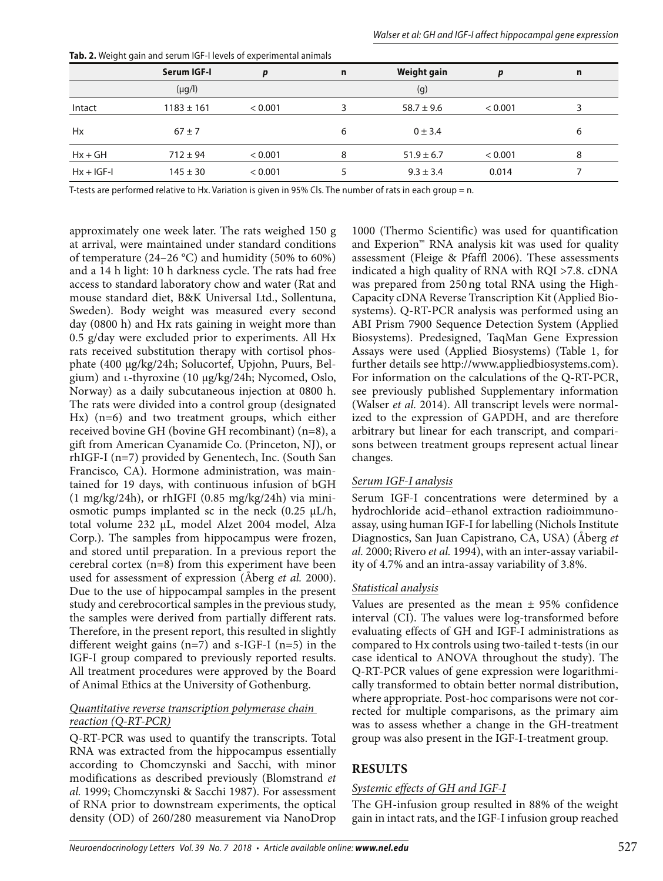**Tab. 2.** Weight gain and serum IGF-I levels of experimental animals

| | Serum IGF-I | p | n | Weight gain | p | n |
|---|---|---|---|---|---|---|
| | (μg/l) | | | (g) | | |
| Intact | 1183 ± 161 | < 0.001 | 3 | 58.7 ± 9.6 | < 0.001 | 3 |
| Hx | 67 ± 7 | | 6 | 0 ± 3.4 | | 6 |
| Hx + GH | 712 ± 94 | < 0.001 | 8 | 51.9 ± 6.7 | < 0.001 | 8 |
| Hx + IGF-I | 145 ± 30 | < 0.001 | 5 | 9.3 ± 3.4 | 0.014 | 7 |

T-tests are performed relative to Hx. Variation is given in 95% CIs. The number of rats in each group = n.

approximately one week later. The rats weighed 150 g at arrival, were maintained under standard conditions of temperature (24–26 °C) and humidity (50% to 60%) and a 14 h light: 10 h darkness cycle. The rats had free access to standard laboratory chow and water (Rat and mouse standard diet, B&K Universal Ltd., Sollentuna, Sweden). Body weight was measured every second day (0800 h) and Hx rats gaining in weight more than 0.5 g/day were excluded prior to experiments. All Hx rats received substitution therapy with cortisol phosphate (400 μg/kg/24h; Solucortef, Upjohn, Puurs, Belgium) and L-thyroxine (10 μg/kg/24h; Nycomed, Oslo, Norway) as a daily subcutaneous injection at 0800 h. The rats were divided into a control group (designated Hx) (n=6) and two treatment groups, which either received bovine GH (bovine GH recombinant) (n=8), a gift from American Cyanamide Co. (Princeton, NJ), or rhIGF-I (n=7) provided by Genentech, Inc. (South San Francisco, CA). Hormone administration, was maintained for 19 days, with continuous infusion of bGH (1 mg/kg/24h), or rhIGFI (0.85 mg/kg/24h) via miniosmotic pumps implanted sc in the neck (0.25 μL/h, total volume 232 μL, model Alzet 2004 model, Alza Corp.). The samples from hippocampus were frozen, and stored until preparation. In a previous report the cerebral cortex (n=8) from this experiment have been used for assessment of expression (Åberg *et al.* 2000). Due to the use of hippocampal samples in the present study and cerebrocortical samples in the previous study, the samples were derived from partially different rats. Therefore, in the present report, this resulted in slightly different weight gains (n=7) and s-IGF-I (n=5) in the IGF-I group compared to previously reported results. All treatment procedures were approved by the Board of Animal Ethics at the University of Gothenburg.

### Quantitative reverse transcription polymerase chain reaction (Q-RT-PCR)

Q-RT-PCR was used to quantify the transcripts. Total RNA was extracted from the hippocampus essentially according to Chomczynski and Sacchi, with minor modifications as described previously (Blomstrand *et al.* 1999; Chomczynski & Sacchi 1987). For assessment of RNA prior to downstream experiments, the optical density (OD) of 260/280 measurement via NanoDrop 1000 (Thermo Scientific) was used for quantification and Experion™ RNA analysis kit was used for quality assessment (Fleige & Pfaffl 2006). These assessments indicated a high quality of RNA with RQI >7.8. cDNA was prepared from 250 ng total RNA using the High-Capacity cDNA Reverse Transcription Kit (Applied Biosystems). Q-RT-PCR analysis was performed using an ABI Prism 7900 Sequence Detection System (Applied Biosystems). Predesigned, TaqMan Gene Expression Assays were used (Applied Biosystems) (Table 1, for further details see http://www.appliedbiosystems.com). For information on the calculations of the Q-RT-PCR, see previously published Supplementary information (Walser *et al.* 2014). All transcript levels were normalized to the expression of GAPDH, and are therefore arbitrary but linear for each transcript, and comparisons between treatment groups represent actual linear changes.

### Serum IGF-I analysis

Serum IGF-I concentrations were determined by a hydrochloride acid–ethanol extraction radioimmunoassay, using human IGF-I for labelling (Nichols Institute Diagnostics, San Juan Capistrano, CA, USA) (Åberg *et al.* 2000; Rivero *et al.* 1994), with an inter-assay variability of 4.7% and an intra-assay variability of 3.8%.

### Statistical analysis

Values are presented as the mean ± 95% confidence interval (CI). The values were log-transformed before evaluating effects of GH and IGF-I administrations as compared to Hx controls using two-tailed t-tests (in our case identical to ANOVA throughout the study). The Q-RT-PCR values of gene expression were logarithmically transformed to obtain better normal distribution, where appropriate. Post-hoc comparisons were not corrected for multiple comparisons, as the primary aim was to assess whether a change in the GH-treatment group was also present in the IGF-I-treatment group.

## RESULTS

### Systemic effects of GH and IGF-I

The GH-infusion group resulted in 88% of the weight gain in intact rats, and the IGF-I infusion group reached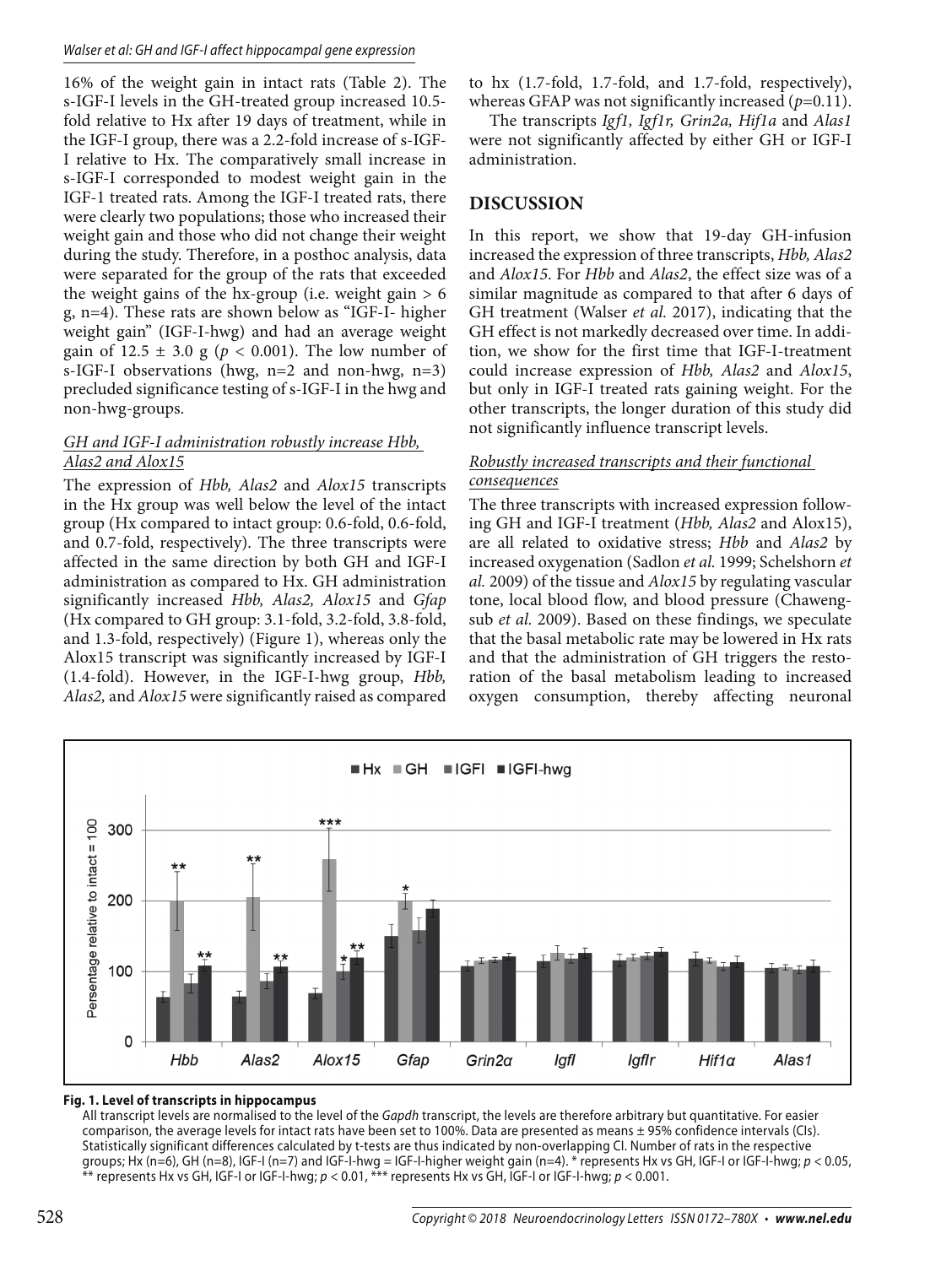16% of the weight gain in intact rats (Table 2). The s-IGF-I levels in the GH-treated group increased 10.5-fold relative to Hx after 19 days of treatment, while in the IGF-I group, there was a 2.2-fold increase of s-IGF-I relative to Hx. The comparatively small increase in s-IGF-I corresponded to modest weight gain in the IGF-1 treated rats. Among the IGF-I treated rats, there were clearly two populations; those who increased their weight gain and those who did not change their weight during the study. Therefore, in a posthoc analysis, data were separated for the group of the rats that exceeded the weight gains of the hx-group (i.e. weight gain > 6 g, n=4). These rats are shown below as "IGF-I- higher weight gain" (IGF-I-hwg) and had an average weight gain of 12.5 ± 3.0 g ($p < 0.001$). The low number of s-IGF-I observations (hwg, n=2 and non-hwg, n=3) precluded significance testing of s-IGF-I in the hwg and non-hwg-groups.

### *GH and IGF-I administration robustly increase Hbb, Alas2 and Alox15*

The expression of *Hbb, Alas2* and *Alox15* transcripts in the Hx group was well below the level of the intact group (Hx compared to intact group: 0.6-fold, 0.6-fold, and 0.7-fold, respectively). The three transcripts were affected in the same direction by both GH and IGF-I administration as compared to Hx. GH administration significantly increased *Hbb, Alas2, Alox15* and *Gfap* (Hx compared to GH group: 3.1-fold, 3.2-fold, 3.8-fold, and 1.3-fold, respectively) (Figure 1), whereas only the Alox15 transcript was significantly increased by IGF-I (1.4-fold). However, in the IGF-I-hwg group, *Hbb, Alas2,* and *Alox15* were significantly raised as compared to hx (1.7-fold, 1.7-fold, and 1.7-fold, respectively), whereas GFAP was not significantly increased ($p$=0.11).

The transcripts *Igf1, Igf1r, Grin2a, Hif1a* and *Alas1* were not significantly affected by either GH or IGF-I administration.

## DISCUSSION

In this report, we show that 19-day GH-infusion increased the expression of three transcripts, *Hbb, Alas2* and *Alox15*. For *Hbb* and *Alas2*, the effect size was of a similar magnitude as compared to that after 6 days of GH treatment (Walser *et al.* 2017), indicating that the GH effect is not markedly decreased over time. In addition, we show for the first time that IGF-I-treatment could increase expression of *Hbb, Alas2* and *Alox15*, but only in IGF-I treated rats gaining weight. For the other transcripts, the longer duration of this study did not significantly influence transcript levels.

### *Robustly increased transcripts and their functional consequences*

The three transcripts with increased expression following GH and IGF-I treatment (*Hbb, Alas2* and Alox15), are all related to oxidative stress; *Hbb* and *Alas2* by increased oxygenation (Sadlon *et al.* 1999; Schelshorn *et al.* 2009) of the tissue and *Alox15* by regulating vascular tone, local blood flow, and blood pressure (Chawengsub *et al.* 2009). Based on these findings, we speculate that the basal metabolic rate may be lowered in Hx rats and that the administration of GH triggers the restoration of the basal metabolism leading to increased oxygen consumption, thereby affecting neuronal

**Fig. 1. Level of transcripts in hippocampus**

All transcript levels are normalised to the level of the *Gapdh* transcript, the levels are therefore arbitrary but quantitative. For easier comparison, the average levels for intact rats have been set to 100%. Data are presented as means ± 95% confidence intervals (CIs). Statistically significant differences calculated by t-tests are thus indicated by non-overlapping CI. Number of rats in the respective groups; Hx (n=6), GH (n=8), IGF-I (n=7) and IGF-I-hwg = IGF-I-higher weight gain (n=4). * represents Hx vs GH, IGF-I or IGF-I-hwg; $p < 0.05$, ** represents Hx vs GH, IGF-I or IGF-I-hwg; $p < 0.01$, *** represents Hx vs GH, IGF-I or IGF-I-hwg; $p < 0.001$.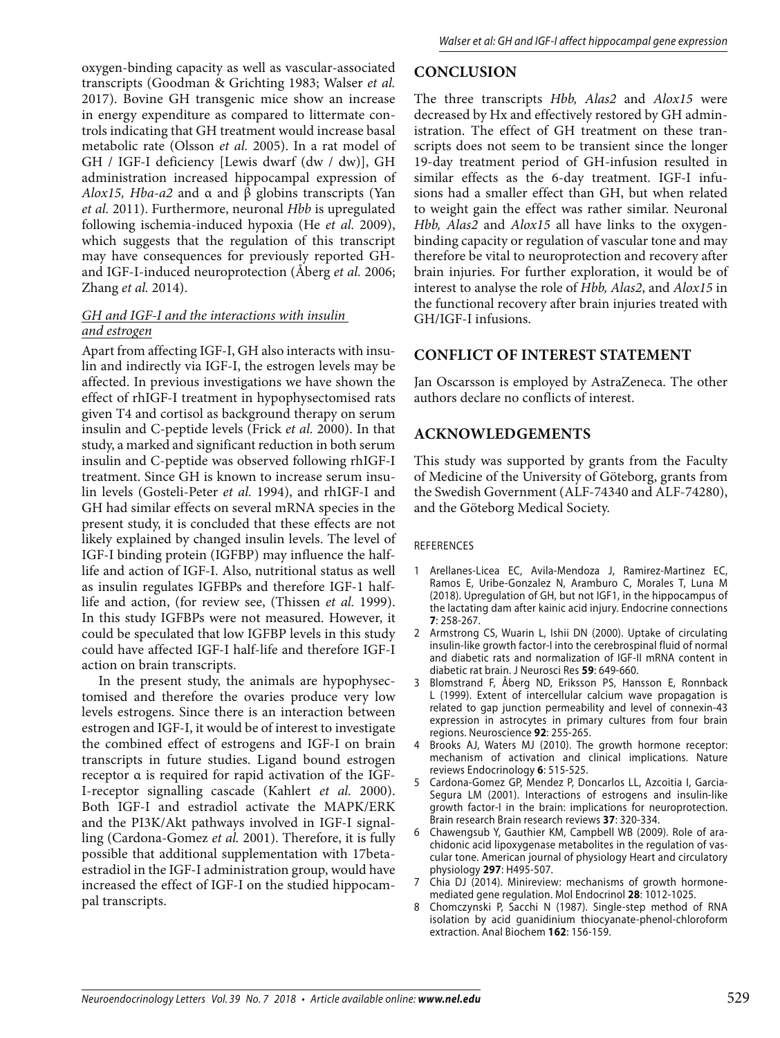oxygen-binding capacity as well as vascular-associated transcripts (Goodman & Grichting 1983; Walser *et al.* 2017). Bovine GH transgenic mice show an increase in energy expenditure as compared to littermate controls indicating that GH treatment would increase basal metabolic rate (Olsson *et al.* 2005). In a rat model of GH / IGF-I deficiency [Lewis dwarf (dw / dw)], GH administration increased hippocampal expression of *Alox15, Hba-a2* and α and β globins transcripts (Yan *et al.* 2011). Furthermore, neuronal *Hbb* is upregulated following ischemia-induced hypoxia (He *et al.* 2009), which suggests that the regulation of this transcript may have consequences for previously reported GH- and IGF-I-induced neuroprotection (Åberg *et al.* 2006; Zhang *et al.* 2014).

### *GH and IGF-I and the interactions with insulin and estrogen*

Apart from affecting IGF-I, GH also interacts with insulin and indirectly via IGF-I, the estrogen levels may be affected. In previous investigations we have shown the effect of rhIGF-I treatment in hypophysectomised rats given T4 and cortisol as background therapy on serum insulin and C-peptide levels (Frick *et al.* 2000). In that study, a marked and significant reduction in both serum insulin and C-peptide was observed following rhIGF-I treatment. Since GH is known to increase serum insulin levels (Gosteli-Peter *et al.* 1994), and rhIGF-I and GH had similar effects on several mRNA species in the present study, it is concluded that these effects are not likely explained by changed insulin levels. The level of IGF-I binding protein (IGFBP) may influence the half-life and action of IGF-I. Also, nutritional status as well as insulin regulates IGFBPs and therefore IGF-1 half-life and action, (for review see, (Thissen *et al.* 1999). In this study IGFBPs were not measured. However, it could be speculated that low IGFBP levels in this study could have affected IGF-I half-life and therefore IGF-I action on brain transcripts.

In the present study, the animals are hypophysectomised and therefore the ovaries produce very low levels estrogens. Since there is an interaction between estrogen and IGF-I, it would be of interest to investigate the combined effect of estrogens and IGF-I on brain transcripts in future studies. Ligand bound estrogen receptor α is required for rapid activation of the IGF-I-receptor signalling cascade (Kahlert *et al.* 2000). Both IGF-I and estradiol activate the MAPK/ERK and the PI3K/Akt pathways involved in IGF-I signalling (Cardona-Gomez *et al.* 2001). Therefore, it is fully possible that additional supplementation with 17beta-estradiol in the IGF-I administration group, would have increased the effect of IGF-I on the studied hippocampal transcripts.

## CONCLUSION

The three transcripts *Hbb, Alas2* and *Alox15* were decreased by Hx and effectively restored by GH administration. The effect of GH treatment on these transcripts does not seem to be transient since the longer 19-day treatment period of GH-infusion resulted in similar effects as the 6-day treatment. IGF-I infusions had a smaller effect than GH, but when related to weight gain the effect was rather similar. Neuronal *Hbb, Alas2* and *Alox15* all have links to the oxygen-binding capacity or regulation of vascular tone and may therefore be vital to neuroprotection and recovery after brain injuries. For further exploration, it would be of interest to analyse the role of *Hbb, Alas2*, and *Alox15* in the functional recovery after brain injuries treated with GH/IGF-I infusions.

## CONFLICT OF INTEREST STATEMENT

Jan Oscarsson is employed by AstraZeneca. The other authors declare no conflicts of interest.

## ACKNOWLEDGEMENTS

This study was supported by grants from the Faculty of Medicine of the University of Göteborg, grants from the Swedish Government (ALF-74340 and ALF-74280), and the Göteborg Medical Society.

### REFERENCES

1. Arellanes-Licea EC, Avila-Mendoza J, Ramirez-Martinez EC, Ramos E, Uribe-Gonzalez N, Aramburo C, Morales T, Luna M (2018). Upregulation of GH, but not IGF1, in the hippocampus of the lactating dam after kainic acid injury. Endocrine connections **7**: 258-267.
2. Armstrong CS, Wuarin L, Ishii DN (2000). Uptake of circulating insulin-like growth factor-I into the cerebrospinal fluid of normal and diabetic rats and normalization of IGF-II mRNA content in diabetic rat brain. J Neurosci Res **59**: 649-660.
3. Blomstrand F, Åberg ND, Eriksson PS, Hansson E, Ronnback L (1999). Extent of intercellular calcium wave propagation is related to gap junction permeability and level of connexin-43 expression in astrocytes in primary cultures from four brain regions. Neuroscience **92**: 255-265.
4. Brooks AJ, Waters MJ (2010). The growth hormone receptor: mechanism of activation and clinical implications. Nature reviews Endocrinology **6**: 515-525.
5. Cardona-Gomez GP, Mendez P, Doncarlos LL, Azcoitia I, Garcia-Segura LM (2001). Interactions of estrogens and insulin-like growth factor-I in the brain: implications for neuroprotection. Brain research Brain research reviews **37**: 320-334.
6. Chawengsub Y, Gauthier KM, Campbell WB (2009). Role of arachidonic acid lipoxygenase metabolites in the regulation of vascular tone. American journal of physiology Heart and circulatory physiology **297**: H495-507.
7. Chia DJ (2014). Minireview: mechanisms of growth hormone-mediated gene regulation. Mol Endocrinol **28**: 1012-1025.
8. Chomczynski P, Sacchi N (1987). Single-step method of RNA isolation by acid guanidinium thiocyanate-phenol-chloroform extraction. Anal Biochem **162**: 156-159.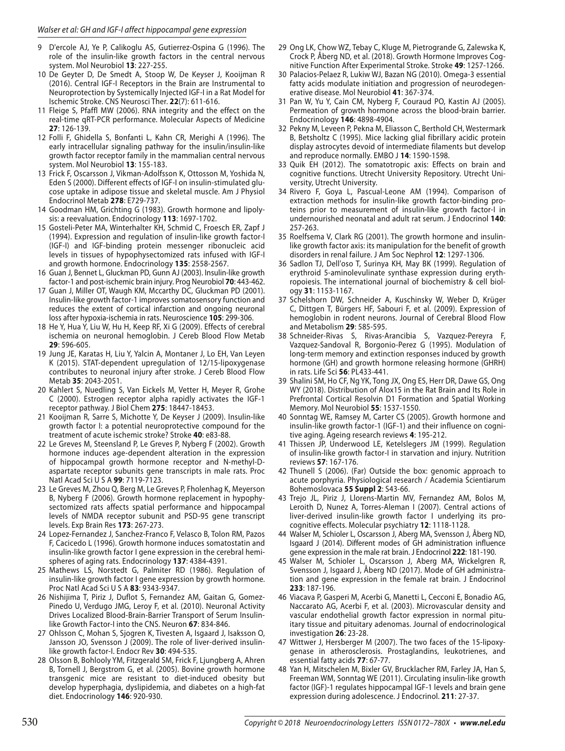9 D'ercole AJ, Ye P, Calikoglu AS, Gutierrez-Ospina G (1996). The role of the insulin-like growth factors in the central nervous system. Mol Neurobiol **13**: 227-255.

10 De Geyter D, De Smedt A, Stoop W, De Keyser J, Kooijman R (2016). Central IGF-I Receptors in the Brain are Instrumental to Neuroprotection by Systemically Injected IGF-I in a Rat Model for Ischemic Stroke. CNS Neurosci Ther. **22**(7): 611-616.

11 Fleige S, Pfaffl MW (2006). RNA integrity and the effect on the real-time qRT-PCR performance. Molecular Aspects of Medicine **27**: 126-139.

12 Folli F, Ghidella S, Bonfanti L, Kahn CR, Merighi A (1996). The early intracellular signaling pathway for the insulin/insulin-like growth factor receptor family in the mammalian central nervous system. Mol Neurobiol **13**: 155-183.

13 Frick F, Oscarsson J, Vikman-Adolfsson K, Ottosson M, Yoshida N, Eden S (2000). Different effects of IGF-I on insulin-stimulated glucose uptake in adipose tissue and skeletal muscle. Am J Physiol Endocrinol Metab **278**: E729-737.

14 Goodman HM, Grichting G (1983). Growth hormone and lipolysis: a reevaluation. Endocrinology **113**: 1697-1702.

15 Gosteli-Peter MA, Winterhalter KH, Schmid C, Froesch ER, Zapf J (1994). Expression and regulation of insulin-like growth factor-I (IGF-I) and IGF-binding protein messenger ribonucleic acid levels in tissues of hypophysectomized rats infused with IGF-I and growth hormone. Endocrinology **135**: 2558-2567.

16 Guan J, Bennet L, Gluckman PD, Gunn AJ (2003). Insulin-like growth factor-1 and post-ischemic brain injury. Prog Neurobiol **70**: 443-462.

17 Guan J, Miller OT, Waugh KM, Mccarthy DC, Gluckman PD (2001). Insulin-like growth factor-1 improves somatosensory function and reduces the extent of cortical infarction and ongoing neuronal loss after hypoxia-ischemia in rats. Neuroscience **105**: 299-306.

18 He Y, Hua Y, Liu W, Hu H, Keep RF, Xi G (2009). Effects of cerebral ischemia on neuronal hemoglobin. J Cereb Blood Flow Metab **29**: 596-605.

19 Jung JE, Karatas H, Liu Y, Yalcin A, Montaner J, Lo EH, Van Leyen K (2015). STAT-dependent upregulation of 12/15-lipoxygenase contributes to neuronal injury after stroke. J Cereb Blood Flow Metab **35**: 2043-2051.

20 Kahlert S, Nuedling S, Van Eickels M, Vetter H, Meyer R, Grohe C (2000). Estrogen receptor alpha rapidly activates the IGF-1 receptor pathway. J Biol Chem **275**: 18447-18453.

21 Kooijman R, Sarre S, Michotte Y, De Keyser J (2009). Insulin-like growth factor I: a potential neuroprotective compound for the treatment of acute ischemic stroke? Stroke **40**: e83-88.

22 Le Greves M, Steensland P, Le Greves P, Nyberg F (2002). Growth hormone induces age-dependent alteration in the expression of hippocampal growth hormone receptor and N-methyl-D-aspartate receptor subunits gene transcripts in male rats. Proc Natl Acad Sci U S A **99**: 7119-7123.

23 Le Greves M, Zhou Q, Berg M, Le Greves P, Fholenhag K, Meyerson B, Nyberg F (2006). Growth hormone replacement in hypophysectomized rats affects spatial performance and hippocampal levels of NMDA receptor subunit and PSD-95 gene transcript levels. Exp Brain Res **173**: 267-273.

24 Lopez-Fernandez J, Sanchez-Franco F, Velasco B, Tolon RM, Pazos F, Cacicedo L (1996). Growth hormone induces somatostatin and insulin-like growth factor I gene expression in the cerebral hemispheres of aging rats. Endocrinology **137**: 4384-4391.

25 Mathews LS, Norstedt G, Palmiter RD (1986). Regulation of insulin-like growth factor I gene expression by growth hormone. Proc Natl Acad Sci U S A **83**: 9343-9347.

26 Nishijima T, Piriz J, Duflot S, Fernandez AM, Gaitan G, Gomez-Pinedo U, Verdugo JMG, Leroy F, et al. (2010). Neuronal Activity Drives Localized Blood-Brain-Barrier Transport of Serum Insulin-like Growth Factor-I into the CNS. Neuron **67**: 834-846.

27 Ohlsson C, Mohan S, Sjogren K, Tivesten A, Isgaard J, Isaksson O, Jansson JO, Svensson J (2009). The role of liver-derived insulin-like growth factor-I. Endocr Rev **30**: 494-535.

28 Olsson B, Bohlooly YM, Fitzgerald SM, Frick F, Ljungberg A, Ahren B, Tornell J, Bergstrom G, et al. (2005). Bovine growth hormone transgenic mice are resistant to diet-induced obesity but develop hyperphagia, dyslipidemia, and diabetes on a high-fat diet. Endocrinology **146**: 920-930.

29 Ong LK, Chow WZ, Tebay C, Kluge M, Pietrogrande G, Zalewska K, Crock P, Åberg ND, et al. (2018). Growth Hormone Improves Cognitive Function After Experimental Stroke. Stroke **49**: 1257-1266.

30 Palacios-Pelaez R, Lukiw WJ, Bazan NG (2010). Omega-3 essential fatty acids modulate initiation and progression of neurodegenerative disease. Mol Neurobiol **41**: 367-374.

31 Pan W, Yu Y, Cain CM, Nyberg F, Couraud PO, Kastin AJ (2005). Permeation of growth hormone across the blood-brain barrier. Endocrinology **146**: 4898-4904.

32 Pekny M, Leveen P, Pekna M, Eliasson C, Berthold CH, Westermark B, Betsholtz C (1995). Mice lacking glial fibrillary acidic protein display astrocytes devoid of intermediate filaments but develop and reproduce normally. EMBO J **14**: 1590-1598.

33 Quik EH (2012). The somatotropic axis: Effects on brain and cognitive functions. Utrecht University Repository. Utrecht University, Utrecht University.

34 Rivero F, Goya L, Pascual-Leone AM (1994). Comparison of extraction methods for insulin-like growth factor-binding proteins prior to measurement of insulin-like growth factor-I in undernourished neonatal and adult rat serum. J Endocrinol **140**: 257-263.

35 Roelfsema V, Clark RG (2001). The growth hormone and insulin-like growth factor axis: its manipulation for the benefit of growth disorders in renal failure. J Am Soc Nephrol **12**: 1297-1306.

36 Sadlon TJ, Dell'oso T, Surinya KH, May BK (1999). Regulation of erythroid 5-aminolevulinate synthase expression during erythropoiesis. The international journal of biochemistry & cell biology **31**: 1153-1167.

37 Schelshorn DW, Schneider A, Kuschinsky W, Weber D, Krüger C, Dittgen T, Bürgers HF, Sabouri F, et al. (2009). Expression of hemoglobin in rodent neurons. Journal of Cerebral Blood Flow and Metabolism **29**: 585-595.

38 Schneider-Rivas S, Rivas-Arancibia S, Vazquez-Pereyra F, Vazquez-Sandoval R, Borgonio-Perez G (1995). Modulation of long-term memory and extinction responses induced by growth hormone (GH) and growth hormone releasing hormone (GHRH) in rats. Life Sci **56**: PL433-441.

39 Shalini SM, Ho CF, Ng YK, Tong JX, Ong ES, Herr DR, Dawe GS, Ong WY (2018). Distribution of Alox15 in the Rat Brain and Its Role in Prefrontal Cortical Resolvin D1 Formation and Spatial Working Memory. Mol Neurobiol **55**: 1537-1550.

40 Sonntag WE, Ramsey M, Carter CS (2005). Growth hormone and insulin-like growth factor-1 (IGF-1) and their influence on cognitive aging. Ageing research reviews **4**: 195-212.

41 Thissen JP, Underwood LE, Ketelslegers JM (1999). Regulation of insulin-like growth factor-I in starvation and injury. Nutrition reviews **57**: 167-176.

42 Thunell S (2006). (Far) Outside the box: genomic approach to acute porphyria. Physiological research / Academia Scientiarum Bohemoslovaca **55 Suppl 2**: S43-66.

43 Trejo JL, Piriz J, Llorens-Martin MV, Fernandez AM, Bolos M, Leroith D, Nunez A, Torres-Aleman I (2007). Central actions of liver-derived insulin-like growth factor I underlying its pro-cognitive effects. Molecular psychiatry **12**: 1118-1128.

44 Walser M, Schioler L, Oscarsson J, Aberg MA, Svensson J, Åberg ND, Isgaard J (2014). Different modes of GH administration influence gene expression in the male rat brain. J Endocrinol **222**: 181-190.

45 Walser M, Schioler L, Oscarsson J, Aberg MA, Wickelgren R, Svensson J, Isgaard J, Åberg ND (2017). Mode of GH administration and gene expression in the female rat brain. J Endocrinol **233**: 187-196.

46 Viacava P, Gasperi M, Acerbi G, Manetti L, Cecconi E, Bonadio AG, Naccarato AG, Acerbi F, et al. (2003). Microvascular density and vascular endothelial growth factor expression in normal pituitary tissue and pituitary adenomas. Journal of endocrinological investigation **26**: 23-28.

47 Wittwer J, Hersberger M (2007). The two faces of the 15-lipoxygenase in atherosclerosis. Prostaglandins, leukotrienes, and essential fatty acids **77**: 67-77.

48 Yan H, Mitschelen M, Bixler GV, Brucklacher RM, Farley JA, Han S, Freeman WM, Sonntag WE (2011). Circulating insulin-like growth factor (IGF)-1 regulates hippocampal IGF-1 levels and brain gene expression during adolescence. J Endocrinol. **211**: 27-37.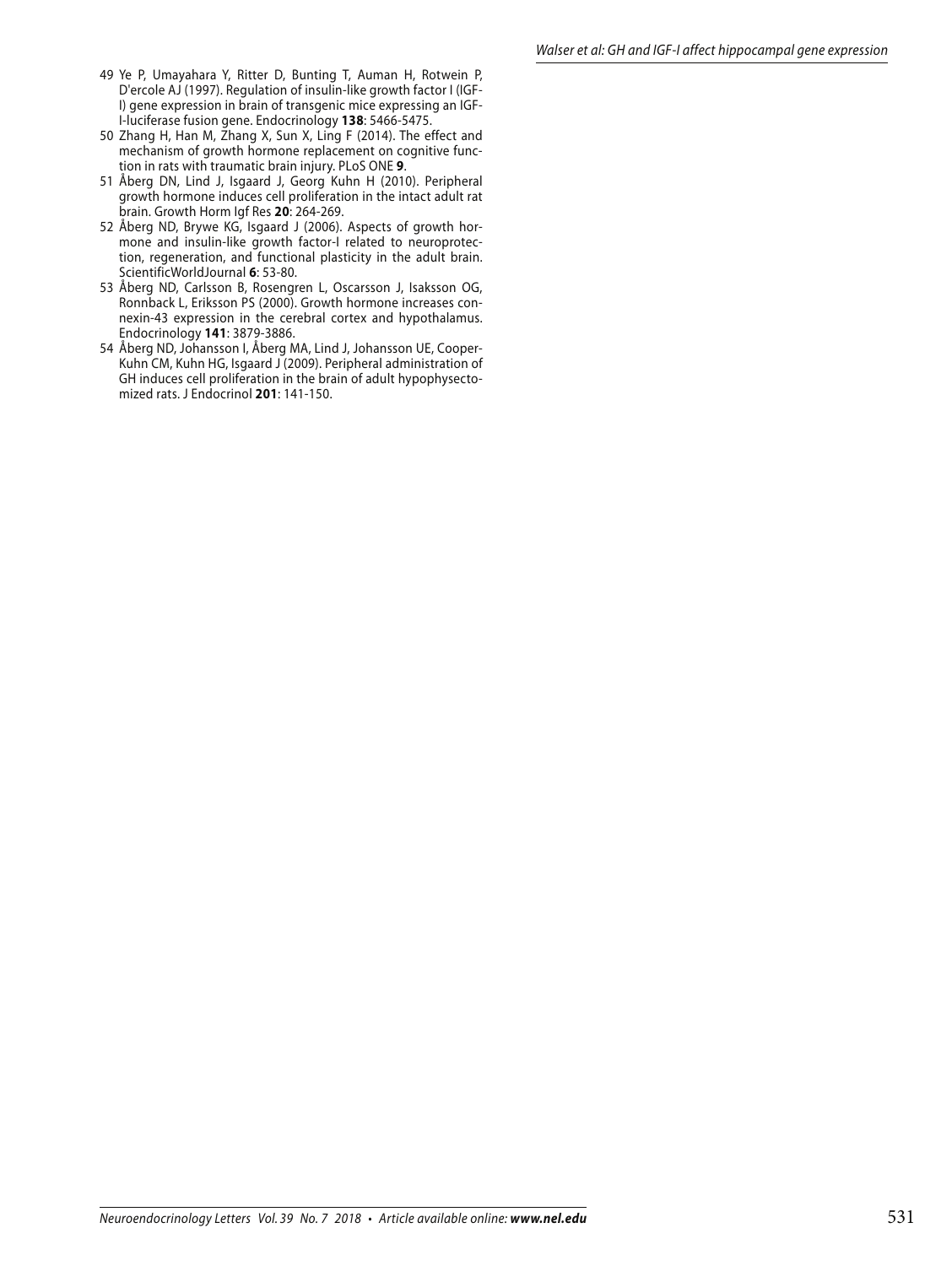49 Ye P, Umayahara Y, Ritter D, Bunting T, Auman H, Rotwein P, D'ercole AJ (1997). Regulation of insulin-like growth factor I (IGF-I) gene expression in brain of transgenic mice expressing an IGF-I-luciferase fusion gene. Endocrinology **138**: 5466-5475.

50 Zhang H, Han M, Zhang X, Sun X, Ling F (2014). The effect and mechanism of growth hormone replacement on cognitive function in rats with traumatic brain injury. PLoS ONE **9**.

51 Åberg DN, Lind J, Isgaard J, Georg Kuhn H (2010). Peripheral growth hormone induces cell proliferation in the intact adult rat brain. Growth Horm Igf Res **20**: 264-269.

52 Åberg ND, Brywe KG, Isgaard J (2006). Aspects of growth hormone and insulin-like growth factor-I related to neuroprotection, regeneration, and functional plasticity in the adult brain. ScientificWorldJournal **6**: 53-80.

53 Åberg ND, Carlsson B, Rosengren L, Oscarsson J, Isaksson OG, Ronnback L, Eriksson PS (2000). Growth hormone increases connexin-43 expression in the cerebral cortex and hypothalamus. Endocrinology **141**: 3879-3886.

54 Åberg ND, Johansson I, Åberg MA, Lind J, Johansson UE, Cooper-Kuhn CM, Kuhn HG, Isgaard J (2009). Peripheral administration of GH induces cell proliferation in the brain of adult hypophysectomized rats. J Endocrinol **201**: 141-150.